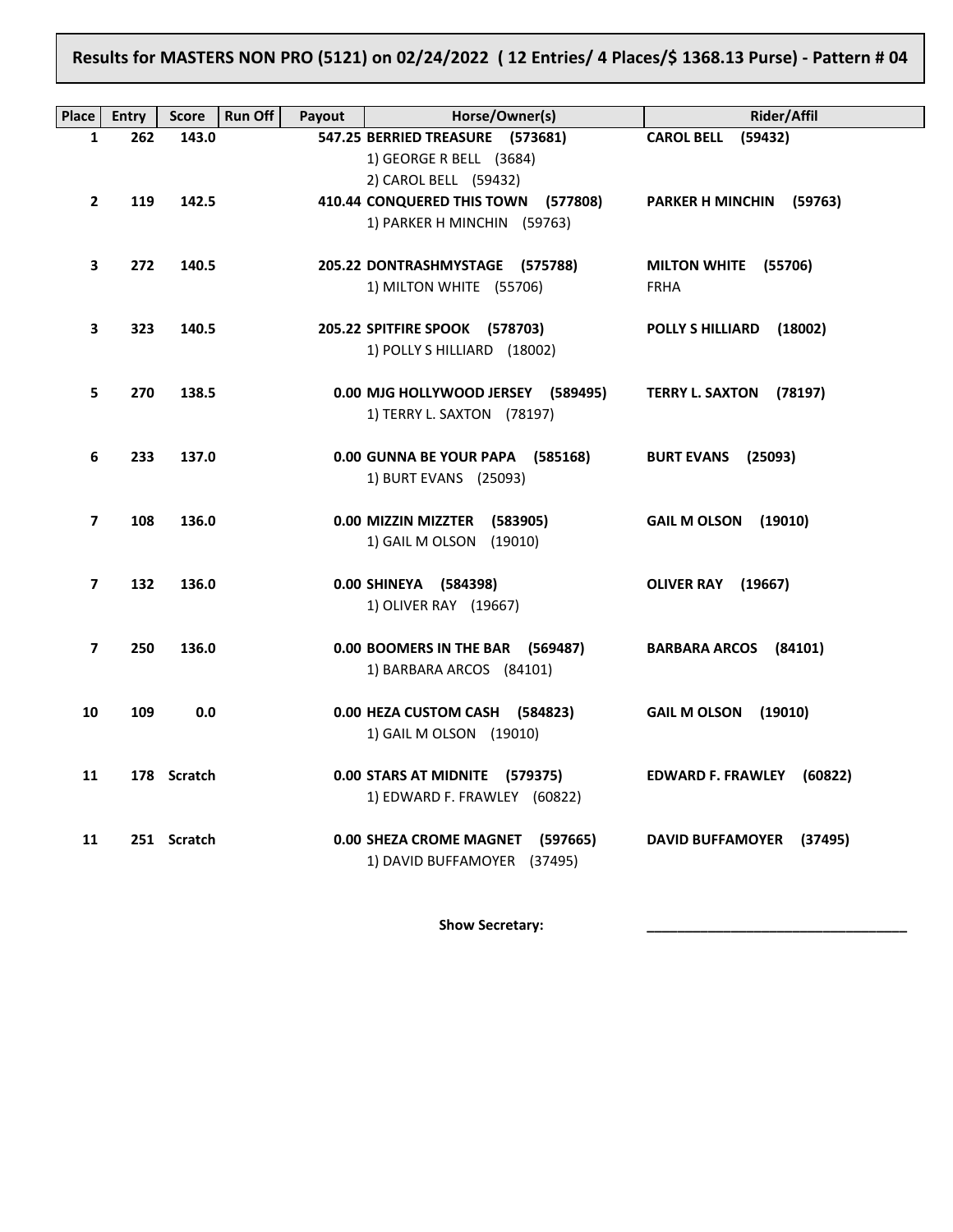**Results for MASTERS NON PRO (5121) on 02/24/2022 ( 12 Entries/ 4 Places/$ 1368.13 Purse) - Pattern # 04**

| Place | Entry | Score | Run Off | Payout | Horse/Owner(s) | Rider/Affil |
|---|---|---|---|---|---|---|
| 1 | 262 | 143.0 | | 547.25 | **BERRIED TREASURE (573681)**<br>1) GEORGE R BELL (3684)<br>2) CAROL BELL (59432) | **CAROL BELL (59432)** |
| 2 | 119 | 142.5 | | 410.44 | **CONQUERED THIS TOWN (577808)**<br>1) PARKER H MINCHIN (59763) | **PARKER H MINCHIN (59763)** |
| 3 | 272 | 140.5 | | 205.22 | **DONTRASHMYSTAGE (575788)**<br>1) MILTON WHITE (55706) | **MILTON WHITE (55706)**<br>FRHA |
| 3 | 323 | 140.5 | | 205.22 | **SPITFIRE SPOOK (578703)**<br>1) POLLY S HILLIARD (18002) | **POLLY S HILLIARD (18002)** |
| 5 | 270 | 138.5 | | 0.00 | **MJG HOLLYWOOD JERSEY (589495)**<br>1) TERRY L. SAXTON (78197) | **TERRY L. SAXTON (78197)** |
| 6 | 233 | 137.0 | | 0.00 | **GUNNA BE YOUR PAPA (585168)**<br>1) BURT EVANS (25093) | **BURT EVANS (25093)** |
| 7 | 108 | 136.0 | | 0.00 | **MIZZIN MIZZTER (583905)**<br>1) GAIL M OLSON (19010) | **GAIL M OLSON (19010)** |
| 7 | 132 | 136.0 | | 0.00 | **SHINEYA (584398)**<br>1) OLIVER RAY (19667) | **OLIVER RAY (19667)** |
| 7 | 250 | 136.0 | | 0.00 | **BOOMERS IN THE BAR (569487)**<br>1) BARBARA ARCOS (84101) | **BARBARA ARCOS (84101)** |
| 10 | 109 | 0.0 | | 0.00 | **HEZA CUSTOM CASH (584823)**<br>1) GAIL M OLSON (19010) | **GAIL M OLSON (19010)** |
| 11 | 178 | Scratch | | 0.00 | **STARS AT MIDNITE (579375)**<br>1) EDWARD F. FRAWLEY (60822) | **EDWARD F. FRAWLEY (60822)** |
| 11 | 251 | Scratch | | 0.00 | **SHEZA CROME MAGNET (597665)**<br>1) DAVID BUFFAMOYER (37495) | **DAVID BUFFAMOYER (37495)** |

**Show Secretary:** ___________________________________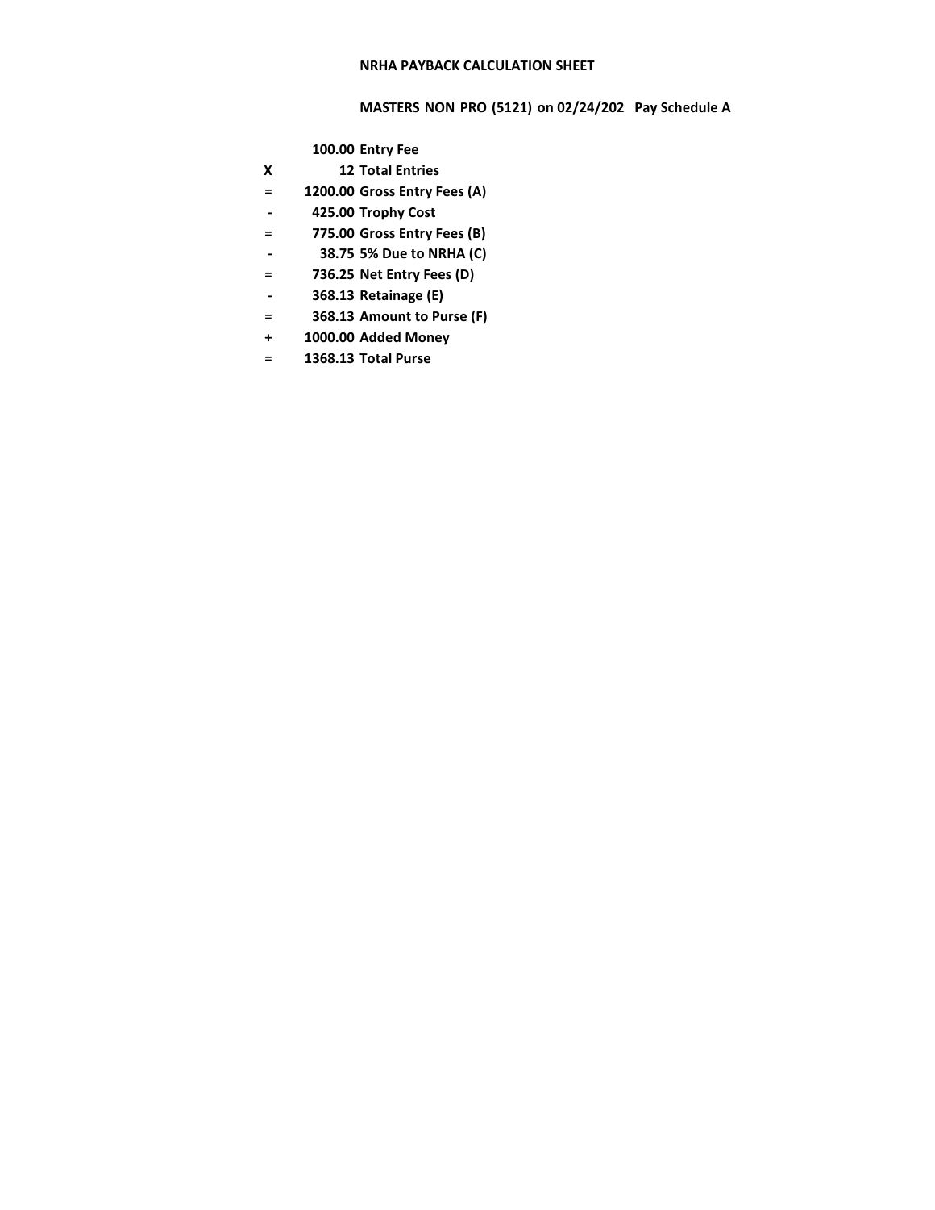**NRHA PAYBACK CALCULATION SHEET**

**MASTERS NON PRO (5121) on 02/24/202 Pay Schedule A**

| | | |
|---|---|---|
| | 100.00 | Entry Fee |
| X | 12 | Total Entries |
| = | 1200.00 | Gross Entry Fees (A) |
| - | 425.00 | Trophy Cost |
| = | 775.00 | Gross Entry Fees (B) |
| - | 38.75 | 5% Due to NRHA (C) |
| = | 736.25 | Net Entry Fees (D) |
| - | 368.13 | Retainage (E) |
| = | 368.13 | Amount to Purse (F) |
| + | 1000.00 | Added Money |
| = | 1368.13 | Total Purse |